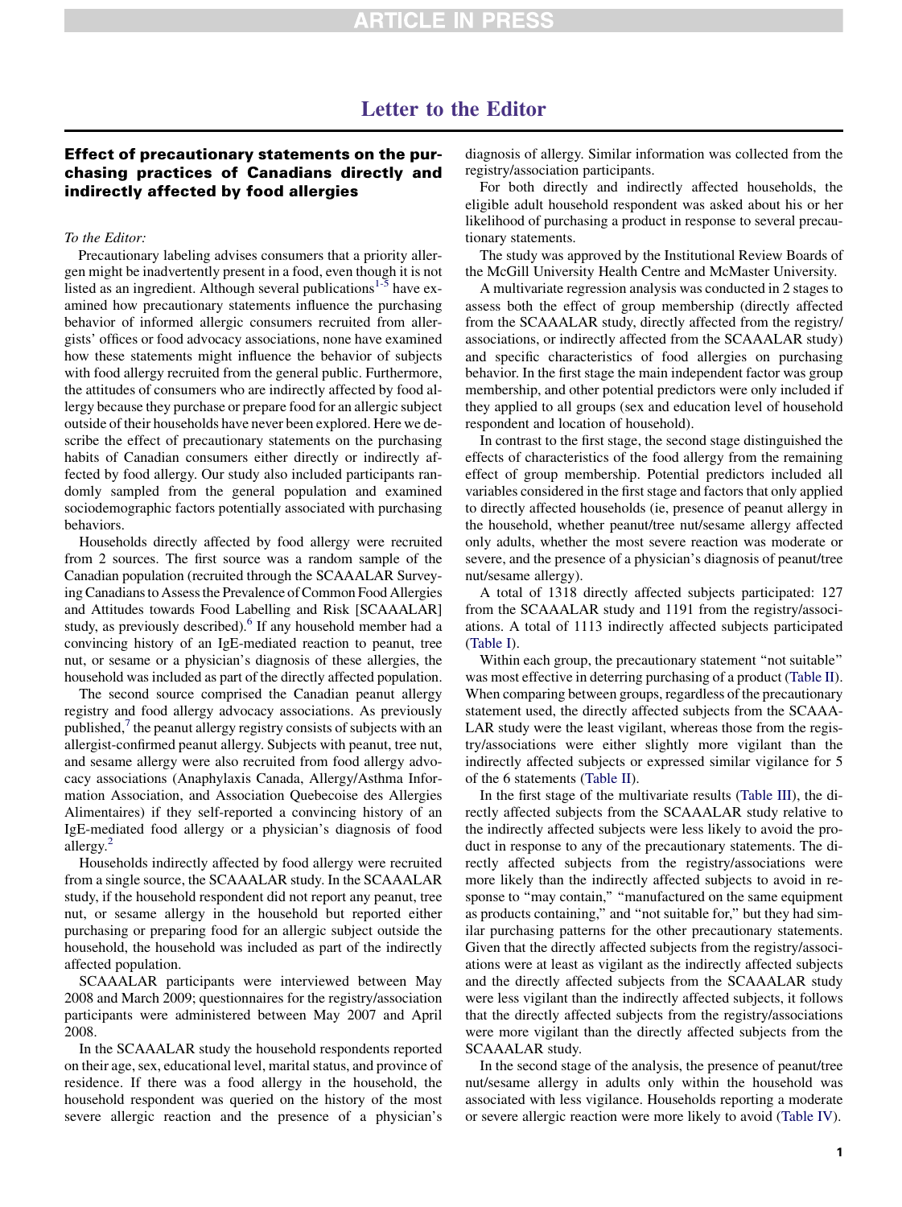# Letter to the Editor

## Effect of precautionary statements on the purchasing practices of Canadians directly and indirectly affected by food allergies

*To the Editor:*

Precautionary labeling advises consumers that a priority allergen might be inadvertently present in a food, even though it is not listed as an ingredient. Although several publications[1-5] have examined how precautionary statements influence the purchasing behavior of informed allergic consumers recruited from allergists' offices or food advocacy associations, none have examined how these statements might influence the behavior of subjects with food allergy recruited from the general public. Furthermore, the attitudes of consumers who are indirectly affected by food allergy because they purchase or prepare food for an allergic subject outside of their households have never been explored. Here we describe the effect of precautionary statements on the purchasing habits of Canadian consumers either directly or indirectly affected by food allergy. Our study also included participants randomly sampled from the general population and examined sociodemographic factors potentially associated with purchasing behaviors.

Households directly affected by food allergy were recruited from 2 sources. The first source was a random sample of the Canadian population (recruited through the SCAAALAR Surveying Canadians to Assess the Prevalence of Common Food Allergies and Attitudes towards Food Labelling and Risk [SCAAALAR] study, as previously described).[6] If any household member had a convincing history of an IgE-mediated reaction to peanut, tree nut, or sesame or a physician's diagnosis of these allergies, the household was included as part of the directly affected population.

The second source comprised the Canadian peanut allergy registry and food allergy advocacy associations. As previously published,[7] the peanut allergy registry consists of subjects with an allergist-confirmed peanut allergy. Subjects with peanut, tree nut, and sesame allergy were also recruited from food allergy advocacy associations (Anaphylaxis Canada, Allergy/Asthma Information Association, and Association Quebecoise des Allergies Alimentaires) if they self-reported a convincing history of an IgE-mediated food allergy or a physician's diagnosis of food allergy.[2]

Households indirectly affected by food allergy were recruited from a single source, the SCAAALAR study. In the SCAAALAR study, if the household respondent did not report any peanut, tree nut, or sesame allergy in the household but reported either purchasing or preparing food for an allergic subject outside the household, the household was included as part of the indirectly affected population.

SCAAALAR participants were interviewed between May 2008 and March 2009; questionnaires for the registry/association participants were administered between May 2007 and April 2008.

In the SCAAALAR study the household respondents reported on their age, sex, educational level, marital status, and province of residence. If there was a food allergy in the household, the household respondent was queried on the history of the most severe allergic reaction and the presence of a physician's diagnosis of allergy. Similar information was collected from the registry/association participants.

For both directly and indirectly affected households, the eligible adult household respondent was asked about his or her likelihood of purchasing a product in response to several precautionary statements.

The study was approved by the Institutional Review Boards of the McGill University Health Centre and McMaster University.

A multivariate regression analysis was conducted in 2 stages to assess both the effect of group membership (directly affected from the SCAAALAR study, directly affected from the registry/associations, or indirectly affected from the SCAAALAR study) and specific characteristics of food allergies on purchasing behavior. In the first stage the main independent factor was group membership, and other potential predictors were only included if they applied to all groups (sex and education level of household respondent and location of household).

In contrast to the first stage, the second stage distinguished the effects of characteristics of the food allergy from the remaining effect of group membership. Potential predictors included all variables considered in the first stage and factors that only applied to directly affected households (ie, presence of peanut allergy in the household, whether peanut/tree nut/sesame allergy affected only adults, whether the most severe reaction was moderate or severe, and the presence of a physician's diagnosis of peanut/tree nut/sesame allergy).

A total of 1318 directly affected subjects participated: 127 from the SCAAALAR study and 1191 from the registry/associations. A total of 1113 indirectly affected subjects participated (Table I).

Within each group, the precautionary statement "not suitable" was most effective in deterring purchasing of a product (Table II). When comparing between groups, regardless of the precautionary statement used, the directly affected subjects from the SCAAALAR study were the least vigilant, whereas those from the registry/associations were either slightly more vigilant than the indirectly affected subjects or expressed similar vigilance for 5 of the 6 statements (Table II).

In the first stage of the multivariate results (Table III), the directly affected subjects from the SCAAALAR study relative to the indirectly affected subjects were less likely to avoid the product in response to any of the precautionary statements. The directly affected subjects from the registry/associations were more likely than the indirectly affected subjects to avoid in response to "may contain," "manufactured on the same equipment as products containing," and "not suitable for," but they had similar purchasing patterns for the other precautionary statements. Given that the directly affected subjects from the registry/associations were at least as vigilant as the indirectly affected subjects and the directly affected subjects from the SCAAALAR study were less vigilant than the indirectly affected subjects, it follows that the directly affected subjects from the registry/associations were more vigilant than the directly affected subjects from the SCAAALAR study.

In the second stage of the analysis, the presence of peanut/tree nut/sesame allergy in adults only within the household was associated with less vigilance. Households reporting a moderate or severe allergic reaction were more likely to avoid (Table IV).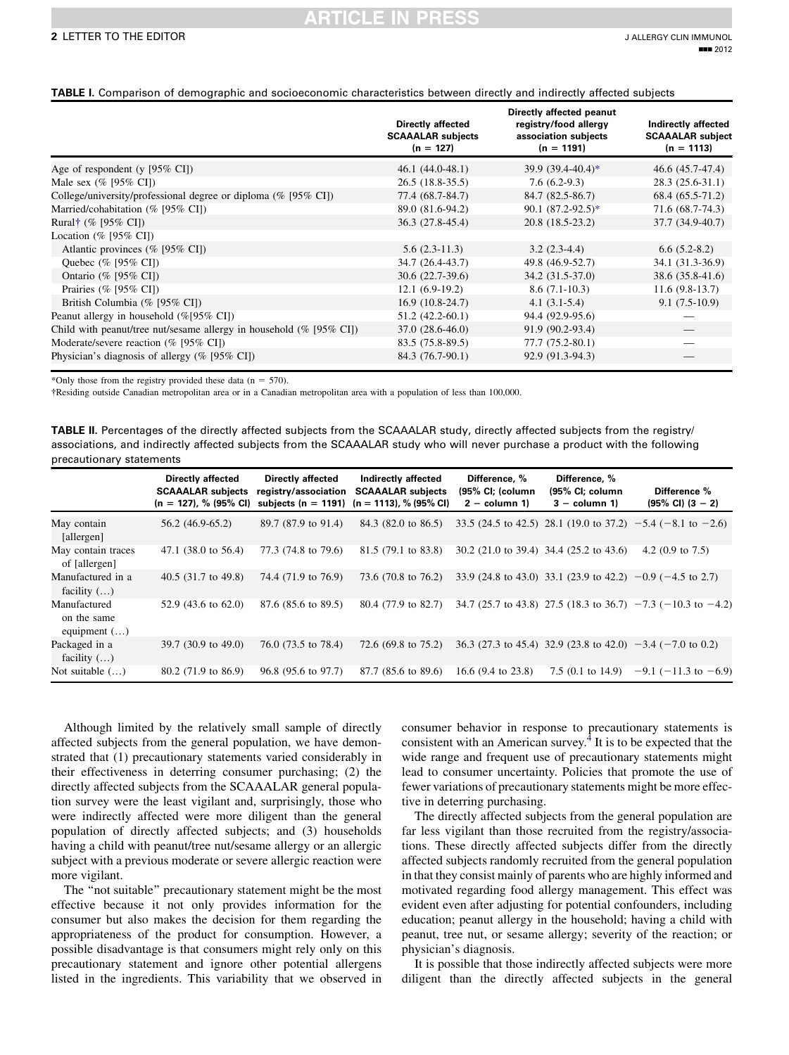**TABLE I.** Comparison of demographic and socioeconomic characteristics between directly and indirectly affected subjects

| | Directly affected SCAAALAR subjects (n = 127) | Directly affected peanut registry/food allergy association subjects (n = 1191) | Indirectly affected SCAAALAR subject (n = 1113) |
|---|---|---|---|
| Age of respondent (y [95% CI]) | 46.1 (44.0-48.1) | 39.9 (39.4-40.4)* | 46.6 (45.7-47.4) |
| Male sex (% [95% CI]) | 26.5 (18.8-35.5) | 7.6 (6.2-9.3) | 28.3 (25.6-31.1) |
| College/university/professional degree or diploma (% [95% CI]) | 77.4 (68.7-84.7) | 84.7 (82.5-86.7) | 68.4 (65.5-71.2) |
| Married/cohabitation (% [95% CI]) | 89.0 (81.6-94.2) | 90.1 (87.2-92.5)* | 71.6 (68.7-74.3) |
| Rural† (% [95% CI]) | 36.3 (27.8-45.4) | 20.8 (18.5-23.2) | 37.7 (34.9-40.7) |
| Location (% [95% CI]) | | | |
| Atlantic provinces (% [95% CI]) | 5.6 (2.3-11.3) | 3.2 (2.3-4.4) | 6.6 (5.2-8.2) |
| Quebec (% [95% CI]) | 34.7 (26.4-43.7) | 49.8 (46.9-52.7) | 34.1 (31.3-36.9) |
| Ontario (% [95% CI]) | 30.6 (22.7-39.6) | 34.2 (31.5-37.0) | 38.6 (35.8-41.6) |
| Prairies (% [95% CI]) | 12.1 (6.9-19.2) | 8.6 (7.1-10.3) | 11.6 (9.8-13.7) |
| British Columbia (% [95% CI]) | 16.9 (10.8-24.7) | 4.1 (3.1-5.4) | 9.1 (7.5-10.9) |
| Peanut allergy in household (%[95% CI]) | 51.2 (42.2-60.1) | 94.4 (92.9-95.6) | — |
| Child with peanut/tree nut/sesame allergy in household (% [95% CI]) | 37.0 (28.6-46.0) | 91.9 (90.2-93.4) | — |
| Moderate/severe reaction (% [95% CI]) | 83.5 (75.8-89.5) | 77.7 (75.2-80.1) | — |
| Physician's diagnosis of allergy (% [95% CI]) | 84.3 (76.7-90.1) | 92.9 (91.3-94.3) | — |

*Only those from the registry provided these data (n = 570).

†Residing outside Canadian metropolitan area or in a Canadian metropolitan area with a population of less than 100,000.

**TABLE II.** Percentages of the directly affected subjects from the SCAAALAR study, directly affected subjects from the registry/associations, and indirectly affected subjects from the SCAAALAR study who will never purchase a product with the following precautionary statements

| | Directly affected SCAAALAR subjects (n = 127), % (95% CI) | Directly affected registry/association subjects (n = 1191) | Indirectly affected SCAAALAR subjects (n = 1113), % (95% CI) | Difference, % (95% CI; column 2 − column 1) | Difference, % (95% CI; column 3 − column 1) | Difference % (95% CI) (3 − 2) |
|---|---|---|---|---|---|---|
| May contain [allergen] | 56.2 (46.9-65.2) | 89.7 (87.9 to 91.4) | 84.3 (82.0 to 86.5) | 33.5 (24.5 to 42.5) | 28.1 (19.0 to 37.2) | −5.4 (−8.1 to −2.6) |
| May contain traces of [allergen] | 47.1 (38.0 to 56.4) | 77.3 (74.8 to 79.6) | 81.5 (79.1 to 83.8) | 30.2 (21.0 to 39.4) | 34.4 (25.2 to 43.6) | 4.2 (0.9 to 7.5) |
| Manufactured in a facility (…) | 40.5 (31.7 to 49.8) | 74.4 (71.9 to 76.9) | 73.6 (70.8 to 76.2) | 33.9 (24.8 to 43.0) | 33.1 (23.9 to 42.2) | −0.9 (−4.5 to 2.7) |
| Manufactured on the same equipment (…) | 52.9 (43.6 to 62.0) | 87.6 (85.6 to 89.5) | 80.4 (77.9 to 82.7) | 34.7 (25.7 to 43.8) | 27.5 (18.3 to 36.7) | −7.3 (−10.3 to −4.2) |
| Packaged in a facility (…) | 39.7 (30.9 to 49.0) | 76.0 (73.5 to 78.4) | 72.6 (69.8 to 75.2) | 36.3 (27.3 to 45.4) | 32.9 (23.8 to 42.0) | −3.4 (−7.0 to 0.2) |
| Not suitable (…) | 80.2 (71.9 to 86.9) | 96.8 (95.6 to 97.7) | 87.7 (85.6 to 89.6) | 16.6 (9.4 to 23.8) | 7.5 (0.1 to 14.9) | −9.1 (−11.3 to −6.9) |

Although limited by the relatively small sample of directly affected subjects from the general population, we have demonstrated that (1) precautionary statements varied considerably in their effectiveness in deterring consumer purchasing; (2) the directly affected subjects from the SCAAALAR general population survey were the least vigilant and, surprisingly, those who were indirectly affected were more diligent than the general population of directly affected subjects; and (3) households having a child with peanut/tree nut/sesame allergy or an allergic subject with a previous moderate or severe allergic reaction were more vigilant.

The "not suitable" precautionary statement might be the most effective because it not only provides information for the consumer but also makes the decision for them regarding the appropriateness of the product for consumption. However, a possible disadvantage is that consumers might rely only on this precautionary statement and ignore other potential allergens listed in the ingredients. This variability that we observed in consumer behavior in response to precautionary statements is consistent with an American survey.[4] It is to be expected that the wide range and frequent use of precautionary statements might lead to consumer uncertainty. Policies that promote the use of fewer variations of precautionary statements might be more effective in deterring purchasing.

The directly affected subjects from the general population are far less vigilant than those recruited from the registry/associations. These directly affected subjects differ from the directly affected subjects randomly recruited from the general population in that they consist mainly of parents who are highly informed and motivated regarding food allergy management. This effect was evident even after adjusting for potential confounders, including education; peanut allergy in the household; having a child with peanut, tree nut, or sesame allergy; severity of the reaction; or physician's diagnosis.

It is possible that those indirectly affected subjects were more diligent than the directly affected subjects in the general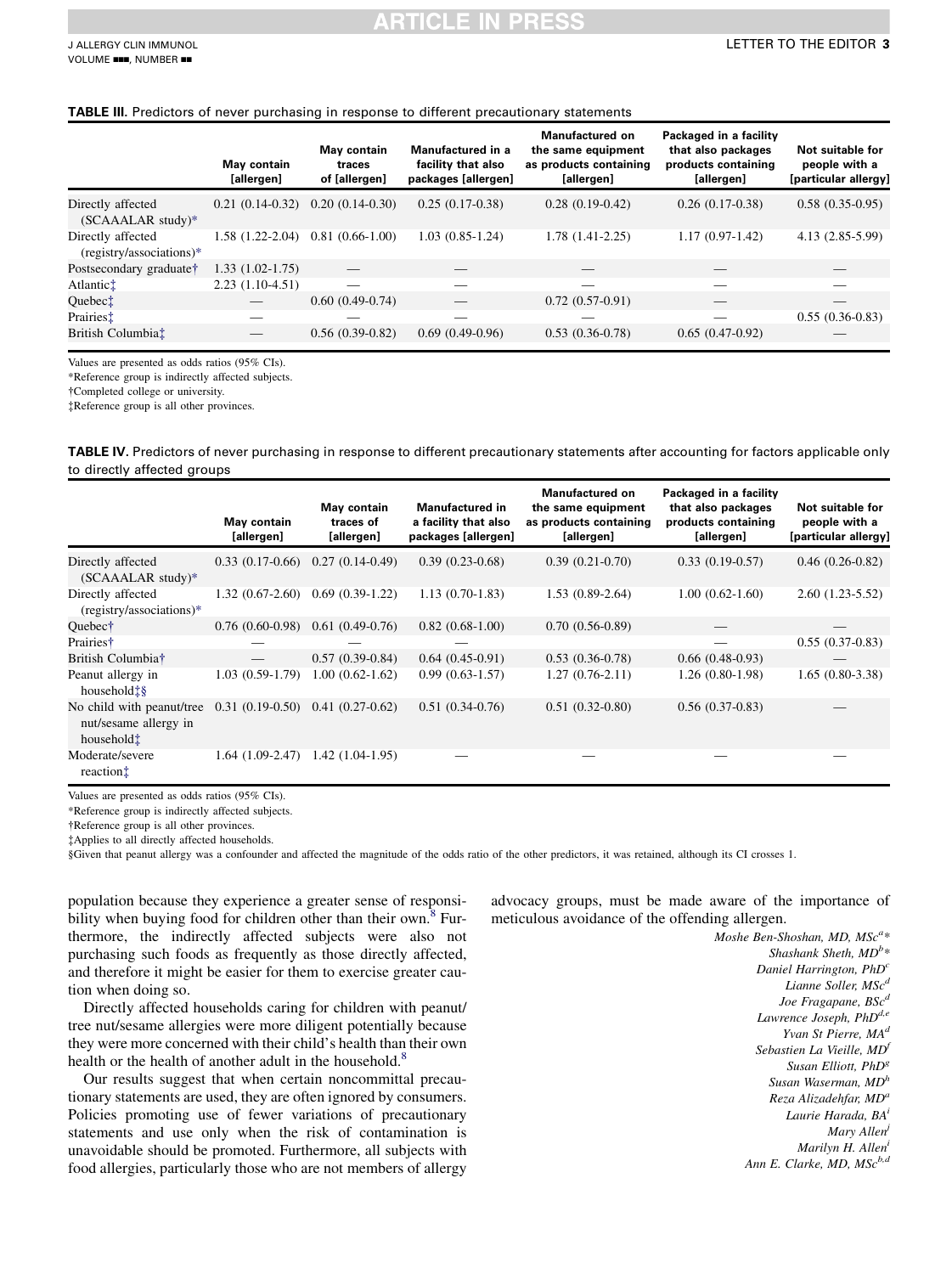**TABLE III.** Predictors of never purchasing in response to different precautionary statements

| | May contain [allergen] | May contain traces of [allergen] | Manufactured in a facility that also packages [allergen] | Manufactured on the same equipment as products containing [allergen] | Packaged in a facility that also packages products containing [allergen] | Not suitable for people with a [particular allergy] |
|---|---|---|---|---|---|---|
| Directly affected (SCAAALAR study)* | 0.21 (0.14-0.32) | 0.20 (0.14-0.30) | 0.25 (0.17-0.38) | 0.28 (0.19-0.42) | 0.26 (0.17-0.38) | 0.58 (0.35-0.95) |
| Directly affected (registry/associations)* | 1.58 (1.22-2.04) | 0.81 (0.66-1.00) | 1.03 (0.85-1.24) | 1.78 (1.41-2.25) | 1.17 (0.97-1.42) | 4.13 (2.85-5.99) |
| Postsecondary graduate† | 1.33 (1.02-1.75) | — | — | — | — | — |
| Atlantic‡ | 2.23 (1.10-4.51) | — | — | — | — | — |
| Quebec‡ | — | 0.60 (0.49-0.74) | — | 0.72 (0.57-0.91) | — | — |
| Prairies‡ | — | — | — | — | — | 0.55 (0.36-0.83) |
| British Columbia‡ | — | 0.56 (0.39-0.82) | 0.69 (0.49-0.96) | 0.53 (0.36-0.78) | 0.65 (0.47-0.92) | — |

Values are presented as odds ratios (95% CIs).
*Reference group is indirectly affected subjects.
†Completed college or university.
‡Reference group is all other provinces.

**TABLE IV.** Predictors of never purchasing in response to different precautionary statements after accounting for factors applicable only to directly affected groups

| | May contain [allergen] | May contain traces of [allergen] | Manufactured in a facility that also packages [allergen] | Manufactured on the same equipment as products containing [allergen] | Packaged in a facility that also packages products containing [allergen] | Not suitable for people with a [particular allergy] |
|---|---|---|---|---|---|---|
| Directly affected (SCAAALAR study)* | 0.33 (0.17-0.66) | 0.27 (0.14-0.49) | 0.39 (0.23-0.68) | 0.39 (0.21-0.70) | 0.33 (0.19-0.57) | 0.46 (0.26-0.82) |
| Directly affected (registry/associations)* | 1.32 (0.67-2.60) | 0.69 (0.39-1.22) | 1.13 (0.70-1.83) | 1.53 (0.89-2.64) | 1.00 (0.62-1.60) | 2.60 (1.23-5.52) |
| Quebec† | 0.76 (0.60-0.98) | 0.61 (0.49-0.76) | 0.82 (0.68-1.00) | 0.70 (0.56-0.89) | — | — |
| Prairies† | — | — | — | — | — | 0.55 (0.37-0.83) |
| British Columbia† | — | 0.57 (0.39-0.84) | 0.64 (0.45-0.91) | 0.53 (0.36-0.78) | 0.66 (0.48-0.93) | — |
| Peanut allergy in household‡§ | 1.03 (0.59-1.79) | 1.00 (0.62-1.62) | 0.99 (0.63-1.57) | 1.27 (0.76-2.11) | 1.26 (0.80-1.98) | 1.65 (0.80-3.38) |
| No child with peanut/tree nut/sesame allergy in household‡ | 0.31 (0.19-0.50) | 0.41 (0.27-0.62) | 0.51 (0.34-0.76) | 0.51 (0.32-0.80) | 0.56 (0.37-0.83) | — |
| Moderate/severe reaction‡ | 1.64 (1.09-2.47) | 1.42 (1.04-1.95) | — | — | — | — |

Values are presented as odds ratios (95% CIs).
*Reference group is indirectly affected subjects.
†Reference group is all other provinces.
‡Applies to all directly affected households.
§Given that peanut allergy was a confounder and affected the magnitude of the odds ratio of the other predictors, it was retained, although its CI crosses 1.

population because they experience a greater sense of responsibility when buying food for children other than their own.[8] Furthermore, the indirectly affected subjects were also not purchasing such foods as frequently as those directly affected, and therefore it might be easier for them to exercise greater caution when doing so.

Directly affected households caring for children with peanut/tree nut/sesame allergies were more diligent potentially because they were more concerned with their child's health than their own health or the health of another adult in the household.[8]

Our results suggest that when certain noncommittal precautionary statements are used, they are often ignored by consumers. Policies promoting use of fewer variations of precautionary statements and use only when the risk of contamination is unavoidable should be promoted. Furthermore, all subjects with food allergies, particularly those who are not members of allergy advocacy groups, must be made aware of the importance of meticulous avoidance of the offending allergen.

*Moshe Ben-Shoshan, MD, MSc*[a]*
*Shashank Sheth, MD*[b]*
*Daniel Harrington, PhD*[c]
*Lianne Soller, MSc*[d]
*Joe Fragapane, BSc*[d]
*Lawrence Joseph, PhD*[d,e]
*Yvan St Pierre, MA*[d]
*Sebastien La Vieille, MD*[f]
*Susan Elliott, PhD*[g]
*Susan Waserman, MD*[h]
*Reza Alizadehfar, MD*[a]
*Laurie Harada, BA*[i]
*Mary Allen*[i]
*Marilyn H. Allen*[i]
*Ann E. Clarke, MD, MSc*[b,d]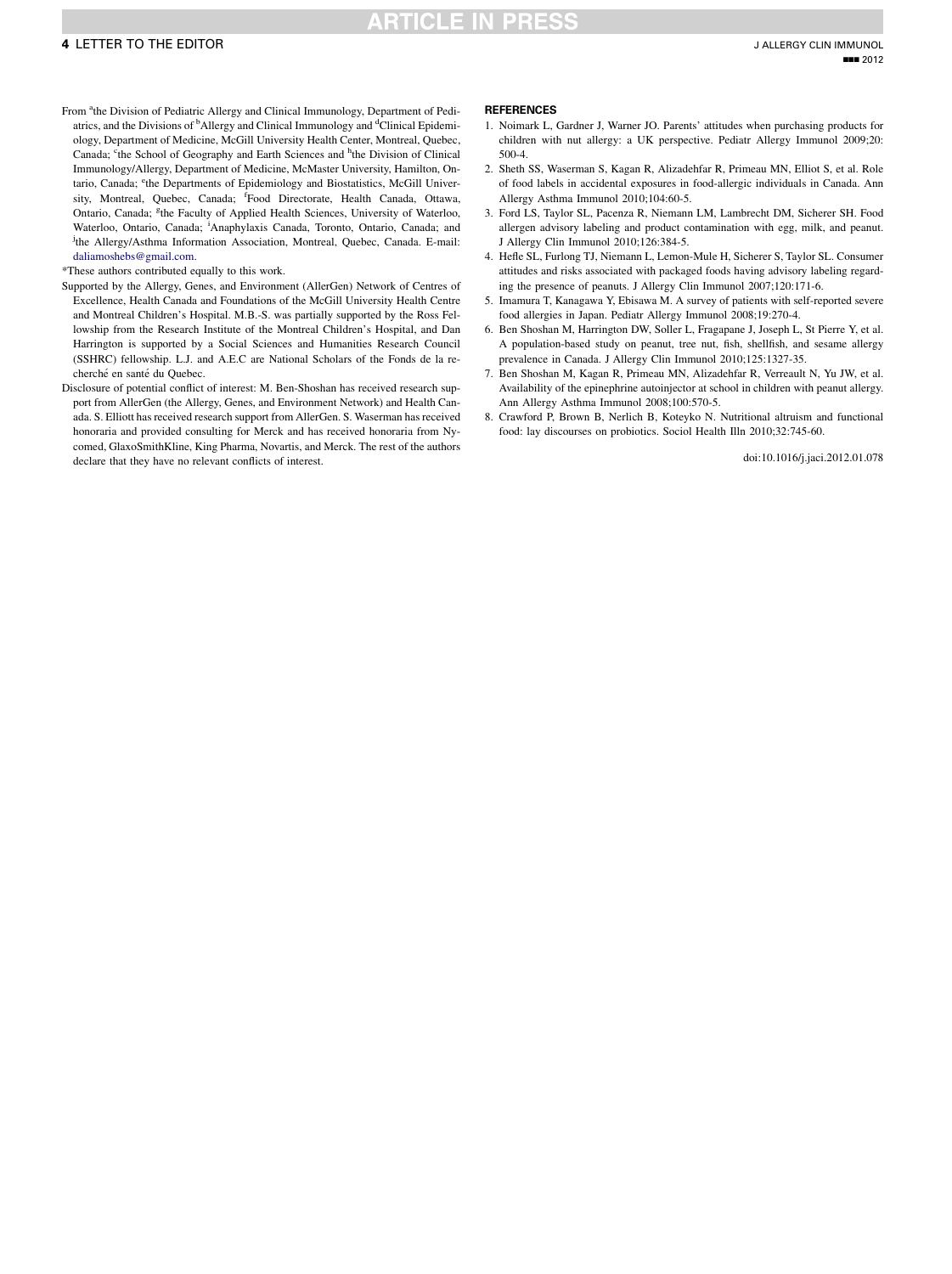From [a]the Division of Pediatric Allergy and Clinical Immunology, Department of Pediatrics, and the Divisions of [b]Allergy and Clinical Immunology and [d]Clinical Epidemiology, Department of Medicine, McGill University Health Center, Montreal, Quebec, Canada; [c]the School of Geography and Earth Sciences and [h]the Division of Clinical Immunology/Allergy, Department of Medicine, McMaster University, Hamilton, Ontario, Canada; [e]the Departments of Epidemiology and Biostatistics, McGill University, Montreal, Quebec, Canada; [f]Food Directorate, Health Canada, Ottawa, Ontario, Canada; [g]the Faculty of Applied Health Sciences, University of Waterloo, Waterloo, Ontario, Canada; [i]Anaphylaxis Canada, Toronto, Ontario, Canada; and [j]the Allergy/Asthma Information Association, Montreal, Quebec, Canada. E-mail: daliamoshebs@gmail.com.

*These authors contributed equally to this work.

Supported by the Allergy, Genes, and Environment (AllerGen) Network of Centres of Excellence, Health Canada and Foundations of the McGill University Health Centre and Montreal Children's Hospital. M.B.-S. was partially supported by the Ross Fellowship from the Research Institute of the Montreal Children's Hospital, and Dan Harrington is supported by a Social Sciences and Humanities Research Council (SSHRC) fellowship. L.J. and A.E.C are National Scholars of the Fonds de la recherché en santé du Quebec.

Disclosure of potential conflict of interest: M. Ben-Shoshan has received research support from AllerGen (the Allergy, Genes, and Environment Network) and Health Canada. S. Elliott has received research support from AllerGen. S. Waserman has received honoraria and provided consulting for Merck and has received honoraria from Nycomed, GlaxoSmithKline, King Pharma, Novartis, and Merck. The rest of the authors declare that they have no relevant conflicts of interest.

## REFERENCES

1. Noimark L, Gardner J, Warner JO. Parents' attitudes when purchasing products for children with nut allergy: a UK perspective. Pediatr Allergy Immunol 2009;20:500-4.
2. Sheth SS, Waserman S, Kagan R, Alizadehfar R, Primeau MN, Elliot S, et al. Role of food labels in accidental exposures in food-allergic individuals in Canada. Ann Allergy Asthma Immunol 2010;104:60-5.
3. Ford LS, Taylor SL, Pacenza R, Niemann LM, Lambrecht DM, Sicherer SH. Food allergen advisory labeling and product contamination with egg, milk, and peanut. J Allergy Clin Immunol 2010;126:384-5.
4. Hefle SL, Furlong TJ, Niemann L, Lemon-Mule H, Sicherer S, Taylor SL. Consumer attitudes and risks associated with packaged foods having advisory labeling regarding the presence of peanuts. J Allergy Clin Immunol 2007;120:171-6.
5. Imamura T, Kanagawa Y, Ebisawa M. A survey of patients with self-reported severe food allergies in Japan. Pediatr Allergy Immunol 2008;19:270-4.
6. Ben Shoshan M, Harrington DW, Soller L, Fragapane J, Joseph L, St Pierre Y, et al. A population-based study on peanut, tree nut, fish, shellfish, and sesame allergy prevalence in Canada. J Allergy Clin Immunol 2010;125:1327-35.
7. Ben Shoshan M, Kagan R, Primeau MN, Alizadehfar R, Verreault N, Yu JW, et al. Availability of the epinephrine autoinjector at school in children with peanut allergy. Ann Allergy Asthma Immunol 2008;100:570-5.
8. Crawford P, Brown B, Nerlich B, Koteyko N. Nutritional altruism and functional food: lay discourses on probiotics. Sociol Health Illn 2010;32:745-60.

doi:10.1016/j.jaci.2012.01.078